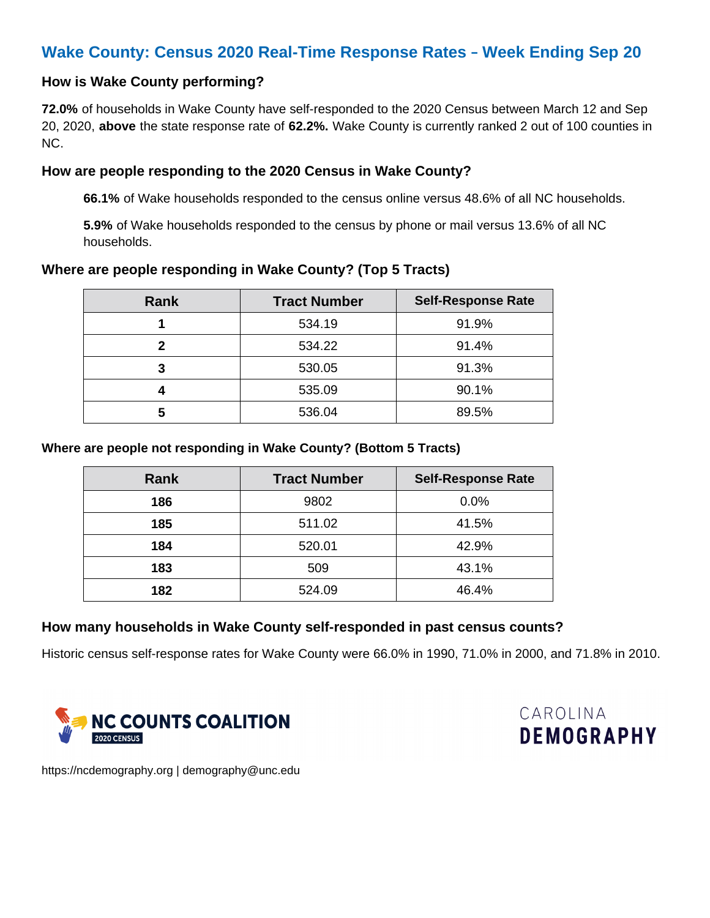# Wake County: Census 2020 Real-Time Response Rates – Week Ending Sep 20

## How is Wake County performing?

**72.0%** of households in Wake County have self-responded to the 2020 Census between March 12 and Sep 20, 2020, **above** the state response rate of **62.2%.** Wake County is currently ranked 2 out of 100 counties in NC.

## How are people responding to the 2020 Census in Wake County?

**66.1%** of Wake households responded to the census online versus 48.6% of all NC households.

**5.9%** of Wake households responded to the census by phone or mail versus 13.6% of all NC households.

## Where are people responding in Wake County? (Top 5 Tracts)

| Rank | Tract Number | Self-Response Rate |
|---|---|---|
| **1** | 534.19 | 91.9% |
| **2** | 534.22 | 91.4% |
| **3** | 530.05 | 91.3% |
| **4** | 535.09 | 90.1% |
| **5** | 536.04 | 89.5% |

## Where are people not responding in Wake County? (Bottom 5 Tracts)

| Rank | Tract Number | Self-Response Rate |
|---|---|---|
| **186** | 9802 | 0.0% |
| **185** | 511.02 | 41.5% |
| **184** | 520.01 | 42.9% |
| **183** | 509 | 43.1% |
| **182** | 524.09 | 46.4% |

## How many households in Wake County self-responded in past census counts?

Historic census self-response rates for Wake County were 66.0% in 1990, 71.0% in 2000, and 71.8% in 2010.

NC COUNTS COALITION 2020 CENSUS

CAROLINA DEMOGRAPHY

https://ncdemography.org | demography@unc.edu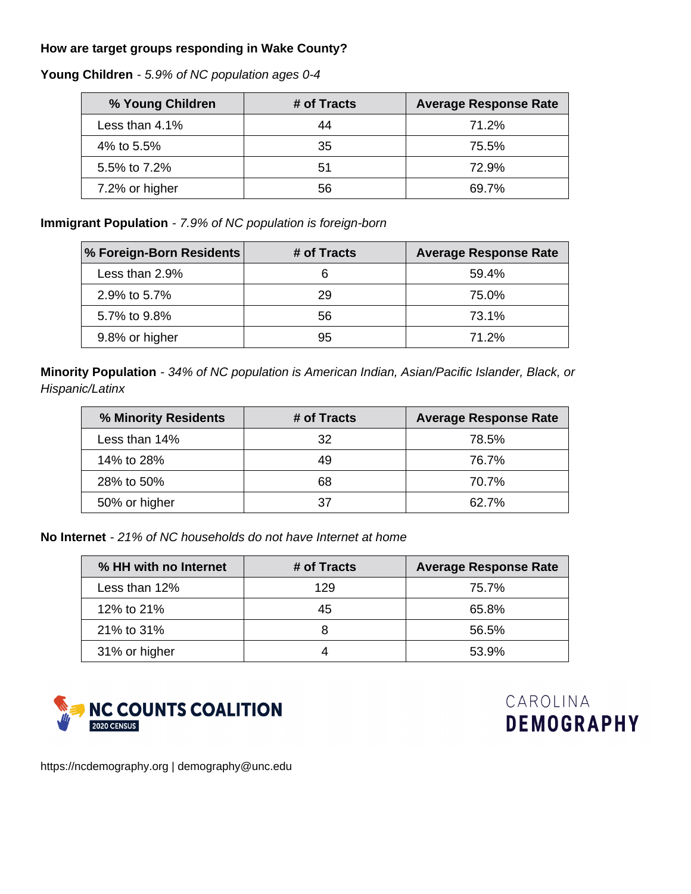**How are target groups responding in Wake County?**

**Young Children** - *5.9% of NC population ages 0-4*

| % Young Children | # of Tracts | Average Response Rate |
|---|---|---|
| Less than 4.1% | 44 | 71.2% |
| 4% to 5.5% | 35 | 75.5% |
| 5.5% to 7.2% | 51 | 72.9% |
| 7.2% or higher | 56 | 69.7% |

**Immigrant Population** - *7.9% of NC population is foreign-born*

| % Foreign-Born Residents | # of Tracts | Average Response Rate |
|---|---|---|
| Less than 2.9% | 6 | 59.4% |
| 2.9% to 5.7% | 29 | 75.0% |
| 5.7% to 9.8% | 56 | 73.1% |
| 9.8% or higher | 95 | 71.2% |

**Minority Population** - *34% of NC population is American Indian, Asian/Pacific Islander, Black, or Hispanic/Latinx*

| % Minority Residents | # of Tracts | Average Response Rate |
|---|---|---|
| Less than 14% | 32 | 78.5% |
| 14% to 28% | 49 | 76.7% |
| 28% to 50% | 68 | 70.7% |
| 50% or higher | 37 | 62.7% |

**No Internet** - *21% of NC households do not have Internet at home*

| % HH with no Internet | # of Tracts | Average Response Rate |
|---|---|---|
| Less than 12% | 129 | 75.7% |
| 12% to 21% | 45 | 65.8% |
| 21% to 31% | 8 | 56.5% |
| 31% or higher | 4 | 53.9% |

NC COUNTS COALITION
2020 CENSUS

CAROLINA
DEMOGRAPHY

https://ncdemography.org | demography@unc.edu